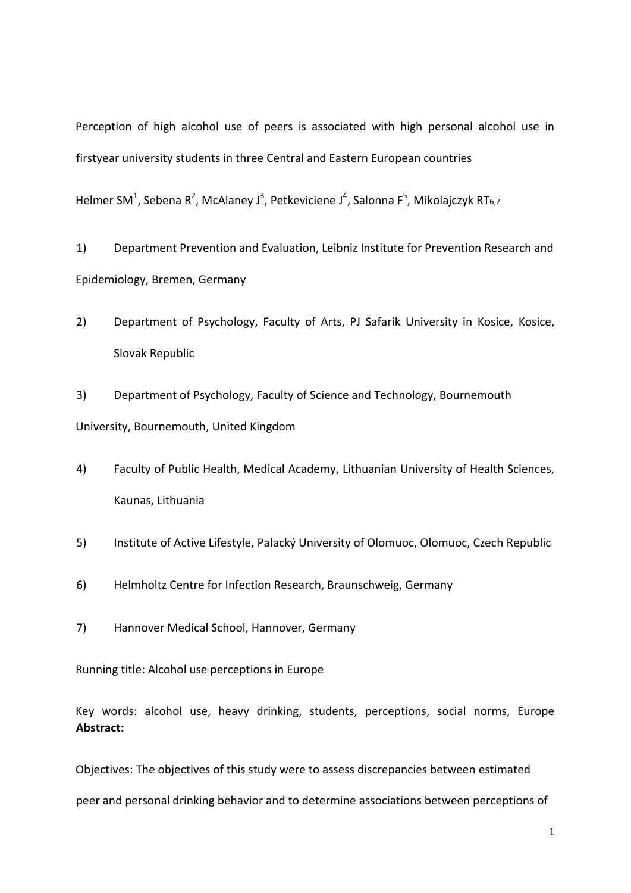Perception of high alcohol use of peers is associated with high personal alcohol use in firstyear university students in three Central and Eastern European countries

Helmer SM[1], Sebena R[2], McAlaney J[3], Petkeviciene J[4], Salonna F[5], Mikolajczyk RT[6,7]

1) Department Prevention and Evaluation, Leibniz Institute for Prevention Research and Epidemiology, Bremen, Germany

2) Department of Psychology, Faculty of Arts, PJ Safarik University in Kosice, Kosice, Slovak Republic

3) Department of Psychology, Faculty of Science and Technology, Bournemouth University, Bournemouth, United Kingdom

4) Faculty of Public Health, Medical Academy, Lithuanian University of Health Sciences, Kaunas, Lithuania

5) Institute of Active Lifestyle, Palacký University of Olomuoc, Olomuoc, Czech Republic

6) Helmholtz Centre for Infection Research, Braunschweig, Germany

7) Hannover Medical School, Hannover, Germany

Running title: Alcohol use perceptions in Europe

Key words: alcohol use, heavy drinking, students, perceptions, social norms, Europe

**Abstract:**

Objectives: The objectives of this study were to assess discrepancies between estimated peer and personal drinking behavior and to determine associations between perceptions of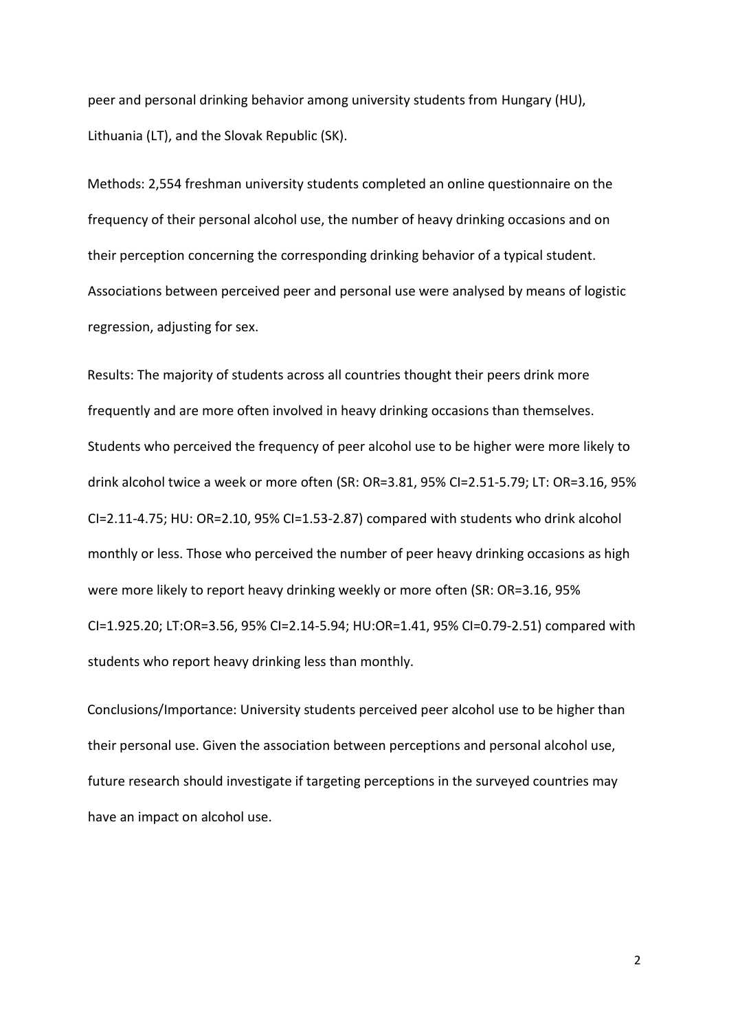peer and personal drinking behavior among university students from Hungary (HU), Lithuania (LT), and the Slovak Republic (SK).

Methods: 2,554 freshman university students completed an online questionnaire on the frequency of their personal alcohol use, the number of heavy drinking occasions and on their perception concerning the corresponding drinking behavior of a typical student. Associations between perceived peer and personal use were analysed by means of logistic regression, adjusting for sex.

Results: The majority of students across all countries thought their peers drink more frequently and are more often involved in heavy drinking occasions than themselves. Students who perceived the frequency of peer alcohol use to be higher were more likely to drink alcohol twice a week or more often (SR: OR=3.81, 95% CI=2.51-5.79; LT: OR=3.16, 95% CI=2.11-4.75; HU: OR=2.10, 95% CI=1.53-2.87) compared with students who drink alcohol monthly or less. Those who perceived the number of peer heavy drinking occasions as high were more likely to report heavy drinking weekly or more often (SR: OR=3.16, 95% CI=1.925.20; LT:OR=3.56, 95% CI=2.14-5.94; HU:OR=1.41, 95% CI=0.79-2.51) compared with students who report heavy drinking less than monthly.

Conclusions/Importance: University students perceived peer alcohol use to be higher than their personal use. Given the association between perceptions and personal alcohol use, future research should investigate if targeting perceptions in the surveyed countries may have an impact on alcohol use.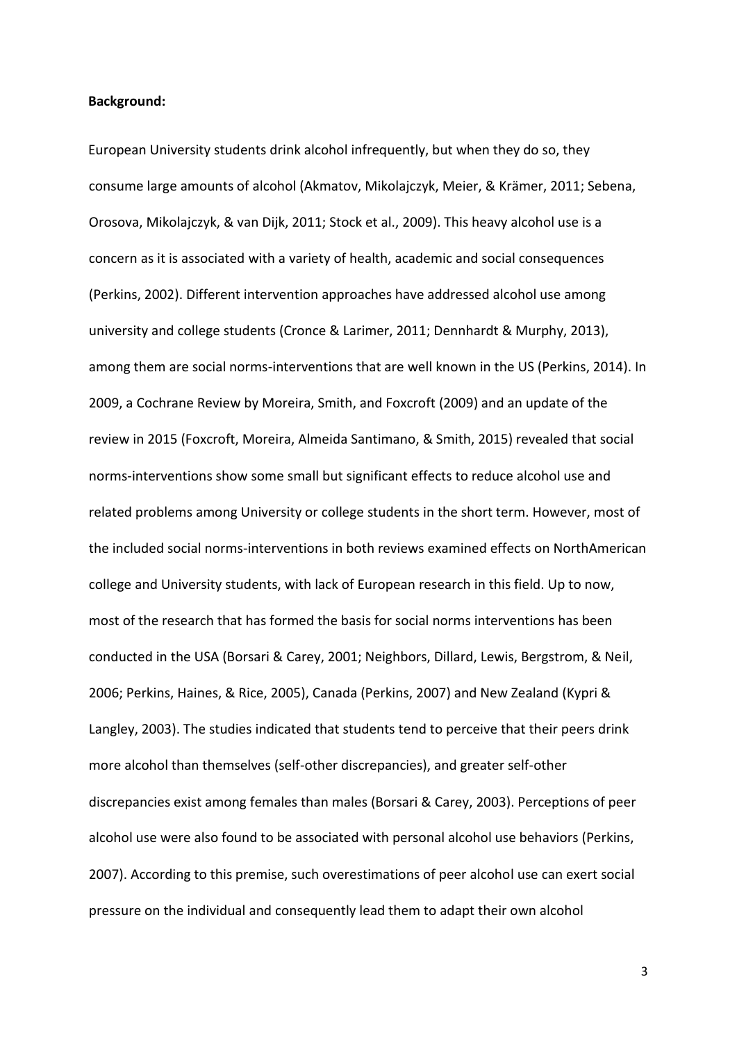**Background:**

European University students drink alcohol infrequently, but when they do so, they consume large amounts of alcohol (Akmatov, Mikolajczyk, Meier, & Krämer, 2011; Sebena, Orosova, Mikolajczyk, & van Dijk, 2011; Stock et al., 2009). This heavy alcohol use is a concern as it is associated with a variety of health, academic and social consequences (Perkins, 2002). Different intervention approaches have addressed alcohol use among university and college students (Cronce & Larimer, 2011; Dennhardt & Murphy, 2013), among them are social norms-interventions that are well known in the US (Perkins, 2014). In 2009, a Cochrane Review by Moreira, Smith, and Foxcroft (2009) and an update of the review in 2015 (Foxcroft, Moreira, Almeida Santimano, & Smith, 2015) revealed that social norms-interventions show some small but significant effects to reduce alcohol use and related problems among University or college students in the short term. However, most of the included social norms-interventions in both reviews examined effects on NorthAmerican college and University students, with lack of European research in this field. Up to now, most of the research that has formed the basis for social norms interventions has been conducted in the USA (Borsari & Carey, 2001; Neighbors, Dillard, Lewis, Bergstrom, & Neil, 2006; Perkins, Haines, & Rice, 2005), Canada (Perkins, 2007) and New Zealand (Kypri & Langley, 2003). The studies indicated that students tend to perceive that their peers drink more alcohol than themselves (self-other discrepancies), and greater self-other discrepancies exist among females than males (Borsari & Carey, 2003). Perceptions of peer alcohol use were also found to be associated with personal alcohol use behaviors (Perkins, 2007). According to this premise, such overestimations of peer alcohol use can exert social pressure on the individual and consequently lead them to adapt their own alcohol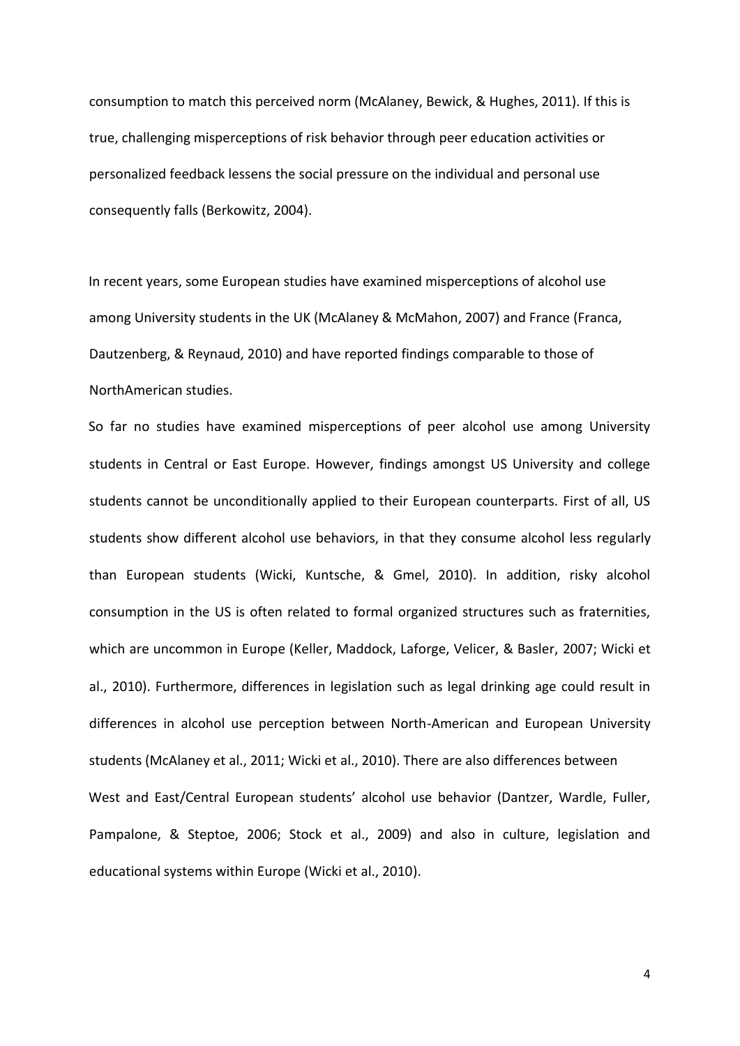consumption to match this perceived norm (McAlaney, Bewick, & Hughes, 2011). If this is true, challenging misperceptions of risk behavior through peer education activities or personalized feedback lessens the social pressure on the individual and personal use consequently falls (Berkowitz, 2004).

In recent years, some European studies have examined misperceptions of alcohol use among University students in the UK (McAlaney & McMahon, 2007) and France (Franca, Dautzenberg, & Reynaud, 2010) and have reported findings comparable to those of NorthAmerican studies.

So far no studies have examined misperceptions of peer alcohol use among University students in Central or East Europe. However, findings amongst US University and college students cannot be unconditionally applied to their European counterparts. First of all, US students show different alcohol use behaviors, in that they consume alcohol less regularly than European students (Wicki, Kuntsche, & Gmel, 2010). In addition, risky alcohol consumption in the US is often related to formal organized structures such as fraternities, which are uncommon in Europe (Keller, Maddock, Laforge, Velicer, & Basler, 2007; Wicki et al., 2010). Furthermore, differences in legislation such as legal drinking age could result in differences in alcohol use perception between North-American and European University students (McAlaney et al., 2011; Wicki et al., 2010). There are also differences between West and East/Central European students' alcohol use behavior (Dantzer, Wardle, Fuller, Pampalone, & Steptoe, 2006; Stock et al., 2009) and also in culture, legislation and educational systems within Europe (Wicki et al., 2010).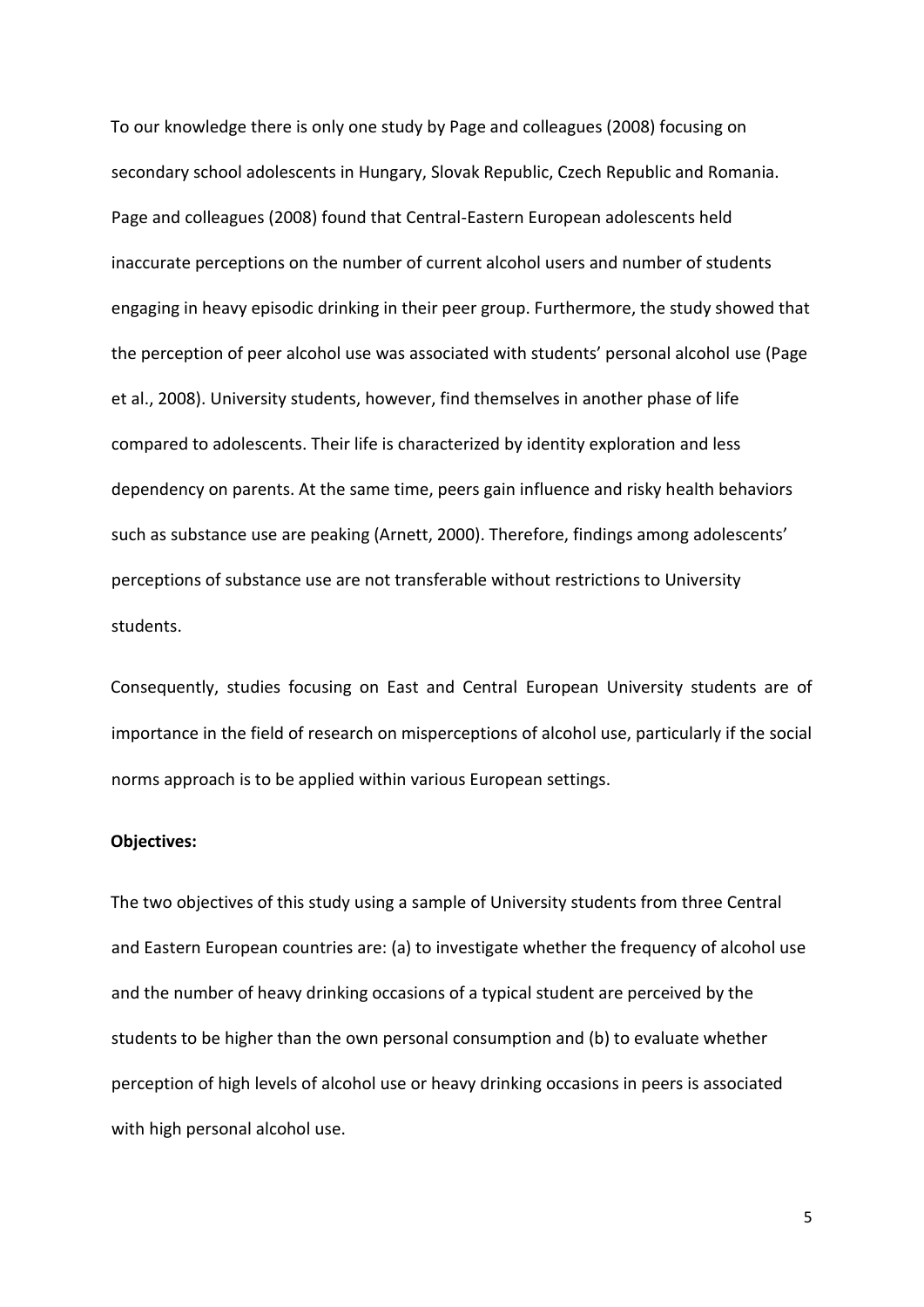To our knowledge there is only one study by Page and colleagues (2008) focusing on secondary school adolescents in Hungary, Slovak Republic, Czech Republic and Romania. Page and colleagues (2008) found that Central-Eastern European adolescents held inaccurate perceptions on the number of current alcohol users and number of students engaging in heavy episodic drinking in their peer group. Furthermore, the study showed that the perception of peer alcohol use was associated with students' personal alcohol use (Page et al., 2008). University students, however, find themselves in another phase of life compared to adolescents. Their life is characterized by identity exploration and less dependency on parents. At the same time, peers gain influence and risky health behaviors such as substance use are peaking (Arnett, 2000). Therefore, findings among adolescents' perceptions of substance use are not transferable without restrictions to University students.

Consequently, studies focusing on East and Central European University students are of importance in the field of research on misperceptions of alcohol use, particularly if the social norms approach is to be applied within various European settings.

**Objectives:**

The two objectives of this study using a sample of University students from three Central and Eastern European countries are: (a) to investigate whether the frequency of alcohol use and the number of heavy drinking occasions of a typical student are perceived by the students to be higher than the own personal consumption and (b) to evaluate whether perception of high levels of alcohol use or heavy drinking occasions in peers is associated with high personal alcohol use.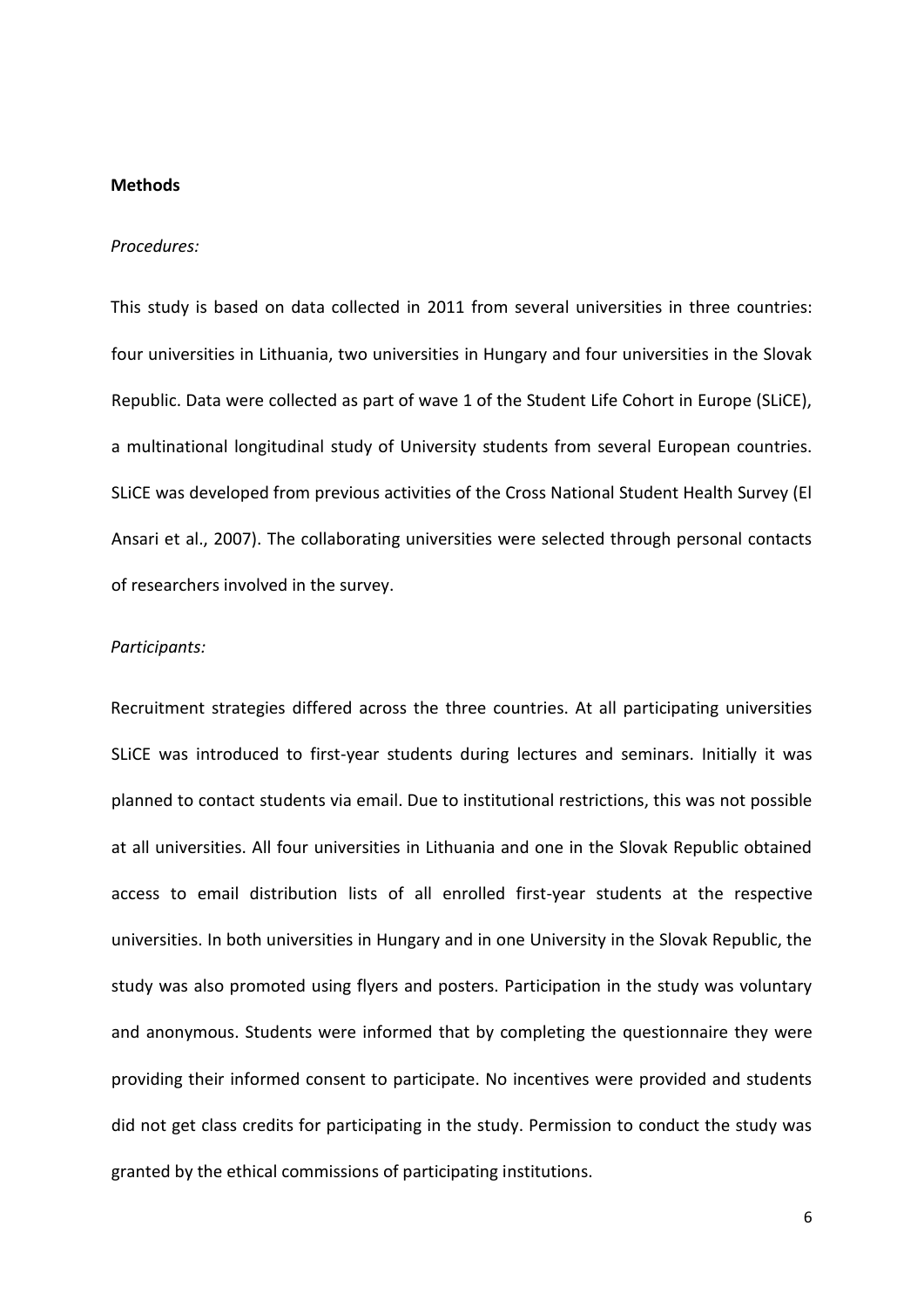**Methods**

*Procedures:*

This study is based on data collected in 2011 from several universities in three countries: four universities in Lithuania, two universities in Hungary and four universities in the Slovak Republic. Data were collected as part of wave 1 of the Student Life Cohort in Europe (SLiCE), a multinational longitudinal study of University students from several European countries. SLiCE was developed from previous activities of the Cross National Student Health Survey (El Ansari et al., 2007). The collaborating universities were selected through personal contacts of researchers involved in the survey.

*Participants:*

Recruitment strategies differed across the three countries. At all participating universities SLiCE was introduced to first-year students during lectures and seminars. Initially it was planned to contact students via email. Due to institutional restrictions, this was not possible at all universities. All four universities in Lithuania and one in the Slovak Republic obtained access to email distribution lists of all enrolled first-year students at the respective universities. In both universities in Hungary and in one University in the Slovak Republic, the study was also promoted using flyers and posters. Participation in the study was voluntary and anonymous. Students were informed that by completing the questionnaire they were providing their informed consent to participate. No incentives were provided and students did not get class credits for participating in the study. Permission to conduct the study was granted by the ethical commissions of participating institutions.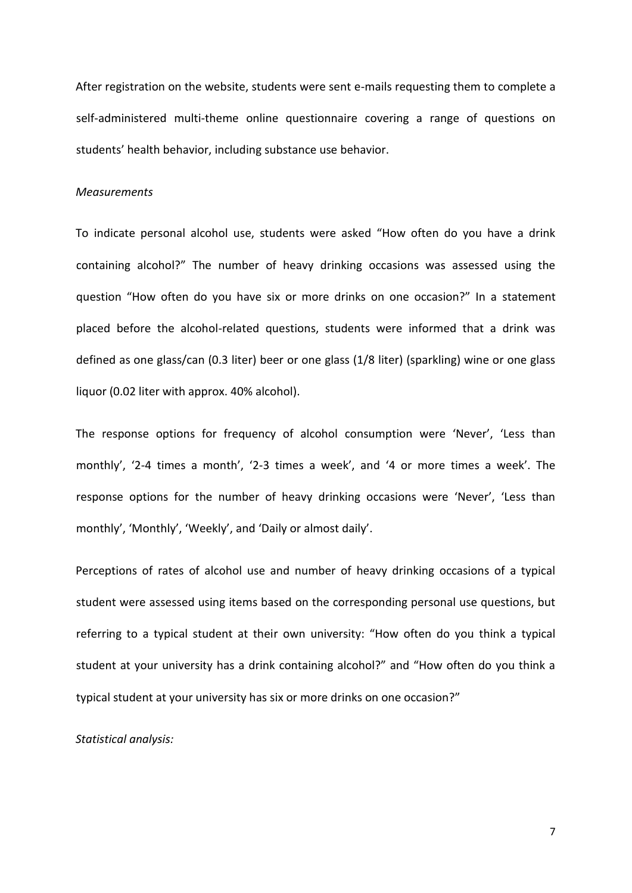After registration on the website, students were sent e-mails requesting them to complete a self-administered multi-theme online questionnaire covering a range of questions on students' health behavior, including substance use behavior.

*Measurements*

To indicate personal alcohol use, students were asked "How often do you have a drink containing alcohol?" The number of heavy drinking occasions was assessed using the question "How often do you have six or more drinks on one occasion?" In a statement placed before the alcohol-related questions, students were informed that a drink was defined as one glass/can (0.3 liter) beer or one glass (1/8 liter) (sparkling) wine or one glass liquor (0.02 liter with approx. 40% alcohol).

The response options for frequency of alcohol consumption were 'Never', 'Less than monthly', '2-4 times a month', '2-3 times a week', and '4 or more times a week'. The response options for the number of heavy drinking occasions were 'Never', 'Less than monthly', 'Monthly', 'Weekly', and 'Daily or almost daily'.

Perceptions of rates of alcohol use and number of heavy drinking occasions of a typical student were assessed using items based on the corresponding personal use questions, but referring to a typical student at their own university: "How often do you think a typical student at your university has a drink containing alcohol?" and "How often do you think a typical student at your university has six or more drinks on one occasion?"

*Statistical analysis:*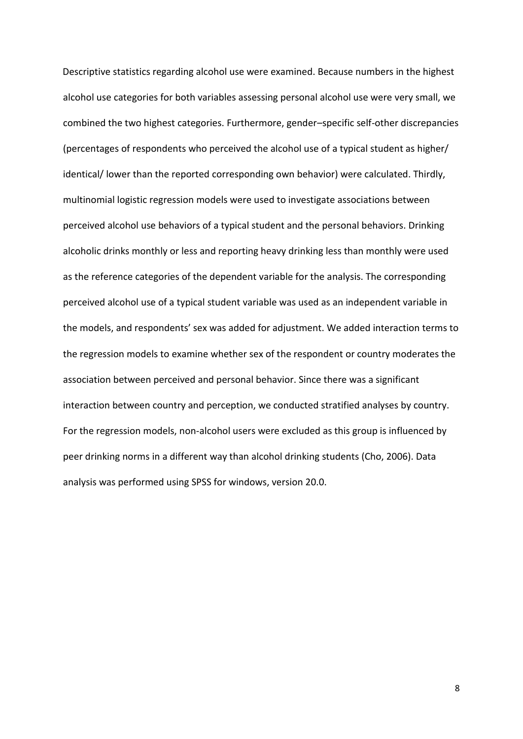Descriptive statistics regarding alcohol use were examined. Because numbers in the highest alcohol use categories for both variables assessing personal alcohol use were very small, we combined the two highest categories. Furthermore, gender–specific self-other discrepancies (percentages of respondents who perceived the alcohol use of a typical student as higher/ identical/ lower than the reported corresponding own behavior) were calculated. Thirdly, multinomial logistic regression models were used to investigate associations between perceived alcohol use behaviors of a typical student and the personal behaviors. Drinking alcoholic drinks monthly or less and reporting heavy drinking less than monthly were used as the reference categories of the dependent variable for the analysis. The corresponding perceived alcohol use of a typical student variable was used as an independent variable in the models, and respondents' sex was added for adjustment. We added interaction terms to the regression models to examine whether sex of the respondent or country moderates the association between perceived and personal behavior. Since there was a significant interaction between country and perception, we conducted stratified analyses by country. For the regression models, non-alcohol users were excluded as this group is influenced by peer drinking norms in a different way than alcohol drinking students (Cho, 2006). Data analysis was performed using SPSS for windows, version 20.0.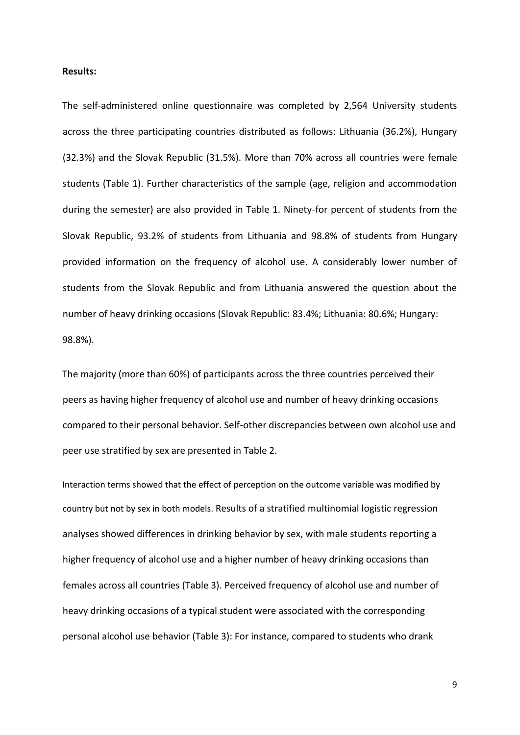**Results:**

The self-administered online questionnaire was completed by 2,564 University students across the three participating countries distributed as follows: Lithuania (36.2%), Hungary (32.3%) and the Slovak Republic (31.5%). More than 70% across all countries were female students (Table 1). Further characteristics of the sample (age, religion and accommodation during the semester) are also provided in Table 1. Ninety-for percent of students from the Slovak Republic, 93.2% of students from Lithuania and 98.8% of students from Hungary provided information on the frequency of alcohol use. A considerably lower number of students from the Slovak Republic and from Lithuania answered the question about the number of heavy drinking occasions (Slovak Republic: 83.4%; Lithuania: 80.6%; Hungary: 98.8%).

The majority (more than 60%) of participants across the three countries perceived their peers as having higher frequency of alcohol use and number of heavy drinking occasions compared to their personal behavior. Self-other discrepancies between own alcohol use and peer use stratified by sex are presented in Table 2.

Interaction terms showed that the effect of perception on the outcome variable was modified by country but not by sex in both models. Results of a stratified multinomial logistic regression analyses showed differences in drinking behavior by sex, with male students reporting a higher frequency of alcohol use and a higher number of heavy drinking occasions than females across all countries (Table 3). Perceived frequency of alcohol use and number of heavy drinking occasions of a typical student were associated with the corresponding personal alcohol use behavior (Table 3): For instance, compared to students who drank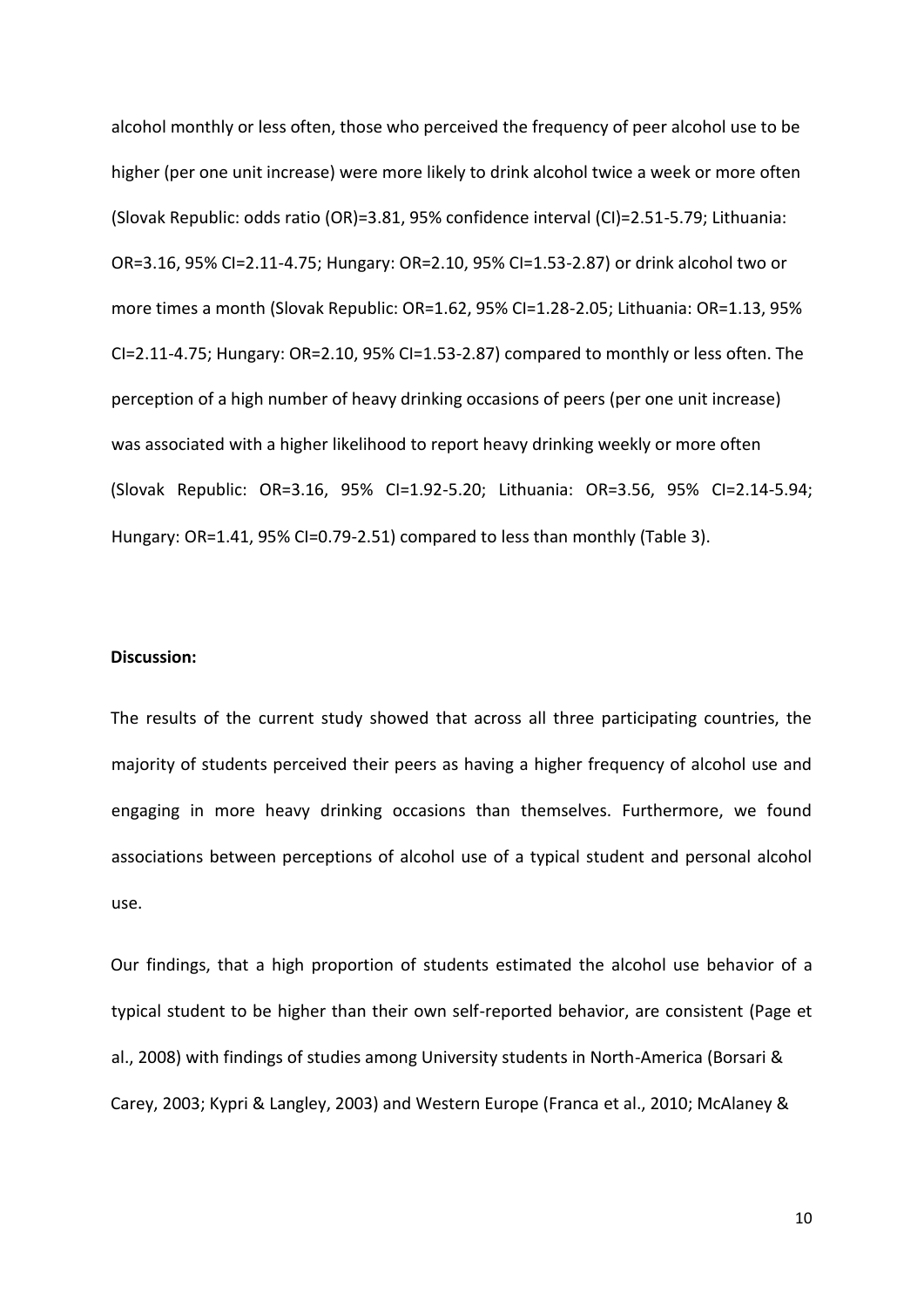alcohol monthly or less often, those who perceived the frequency of peer alcohol use to be higher (per one unit increase) were more likely to drink alcohol twice a week or more often (Slovak Republic: odds ratio (OR)=3.81, 95% confidence interval (CI)=2.51-5.79; Lithuania: OR=3.16, 95% CI=2.11-4.75; Hungary: OR=2.10, 95% CI=1.53-2.87) or drink alcohol two or more times a month (Slovak Republic: OR=1.62, 95% CI=1.28-2.05; Lithuania: OR=1.13, 95% CI=2.11-4.75; Hungary: OR=2.10, 95% CI=1.53-2.87) compared to monthly or less often. The perception of a high number of heavy drinking occasions of peers (per one unit increase) was associated with a higher likelihood to report heavy drinking weekly or more often (Slovak Republic: OR=3.16, 95% CI=1.92-5.20; Lithuania: OR=3.56, 95% CI=2.14-5.94; Hungary: OR=1.41, 95% CI=0.79-2.51) compared to less than monthly (Table 3).

**Discussion:**

The results of the current study showed that across all three participating countries, the majority of students perceived their peers as having a higher frequency of alcohol use and engaging in more heavy drinking occasions than themselves. Furthermore, we found associations between perceptions of alcohol use of a typical student and personal alcohol use.

Our findings, that a high proportion of students estimated the alcohol use behavior of a typical student to be higher than their own self-reported behavior, are consistent (Page et al., 2008) with findings of studies among University students in North-America (Borsari & Carey, 2003; Kypri & Langley, 2003) and Western Europe (Franca et al., 2010; McAlaney &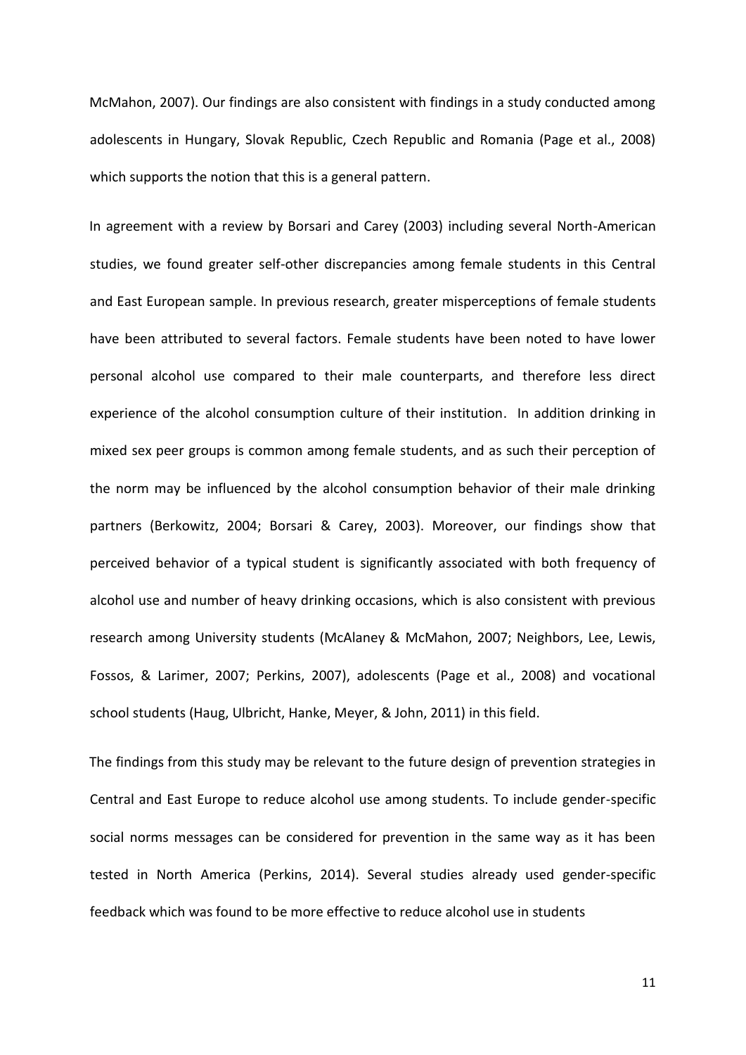McMahon, 2007). Our findings are also consistent with findings in a study conducted among adolescents in Hungary, Slovak Republic, Czech Republic and Romania (Page et al., 2008) which supports the notion that this is a general pattern.

In agreement with a review by Borsari and Carey (2003) including several North-American studies, we found greater self-other discrepancies among female students in this Central and East European sample. In previous research, greater misperceptions of female students have been attributed to several factors. Female students have been noted to have lower personal alcohol use compared to their male counterparts, and therefore less direct experience of the alcohol consumption culture of their institution. In addition drinking in mixed sex peer groups is common among female students, and as such their perception of the norm may be influenced by the alcohol consumption behavior of their male drinking partners (Berkowitz, 2004; Borsari & Carey, 2003). Moreover, our findings show that perceived behavior of a typical student is significantly associated with both frequency of alcohol use and number of heavy drinking occasions, which is also consistent with previous research among University students (McAlaney & McMahon, 2007; Neighbors, Lee, Lewis, Fossos, & Larimer, 2007; Perkins, 2007), adolescents (Page et al., 2008) and vocational school students (Haug, Ulbricht, Hanke, Meyer, & John, 2011) in this field.

The findings from this study may be relevant to the future design of prevention strategies in Central and East Europe to reduce alcohol use among students. To include gender-specific social norms messages can be considered for prevention in the same way as it has been tested in North America (Perkins, 2014). Several studies already used gender-specific feedback which was found to be more effective to reduce alcohol use in students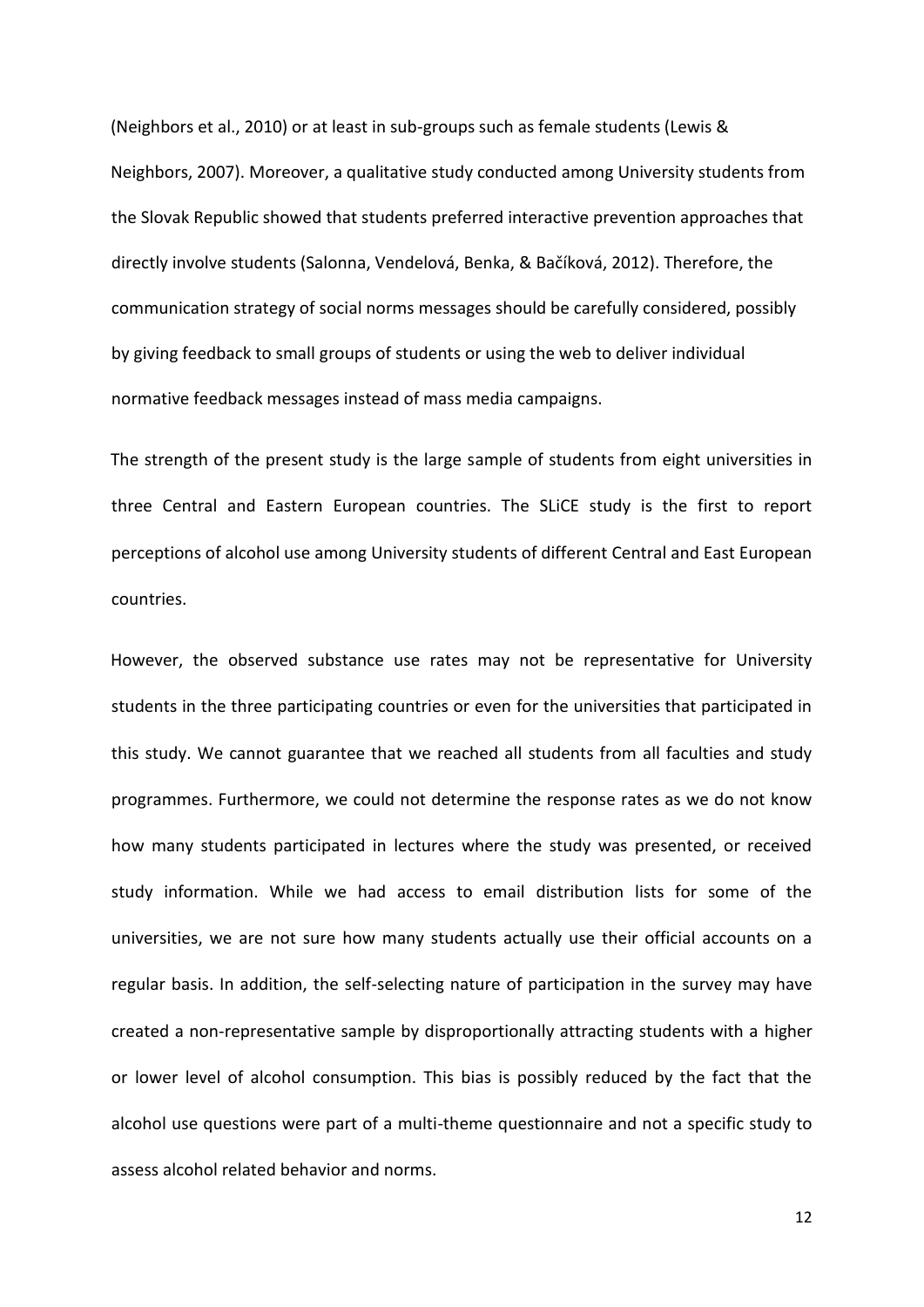(Neighbors et al., 2010) or at least in sub-groups such as female students (Lewis & Neighbors, 2007). Moreover, a qualitative study conducted among University students from the Slovak Republic showed that students preferred interactive prevention approaches that directly involve students (Salonna, Vendelová, Benka, & Bačíková, 2012). Therefore, the communication strategy of social norms messages should be carefully considered, possibly by giving feedback to small groups of students or using the web to deliver individual normative feedback messages instead of mass media campaigns.

The strength of the present study is the large sample of students from eight universities in three Central and Eastern European countries. The SLiCE study is the first to report perceptions of alcohol use among University students of different Central and East European countries.

However, the observed substance use rates may not be representative for University students in the three participating countries or even for the universities that participated in this study. We cannot guarantee that we reached all students from all faculties and study programmes. Furthermore, we could not determine the response rates as we do not know how many students participated in lectures where the study was presented, or received study information. While we had access to email distribution lists for some of the universities, we are not sure how many students actually use their official accounts on a regular basis. In addition, the self-selecting nature of participation in the survey may have created a non-representative sample by disproportionally attracting students with a higher or lower level of alcohol consumption. This bias is possibly reduced by the fact that the alcohol use questions were part of a multi-theme questionnaire and not a specific study to assess alcohol related behavior and norms.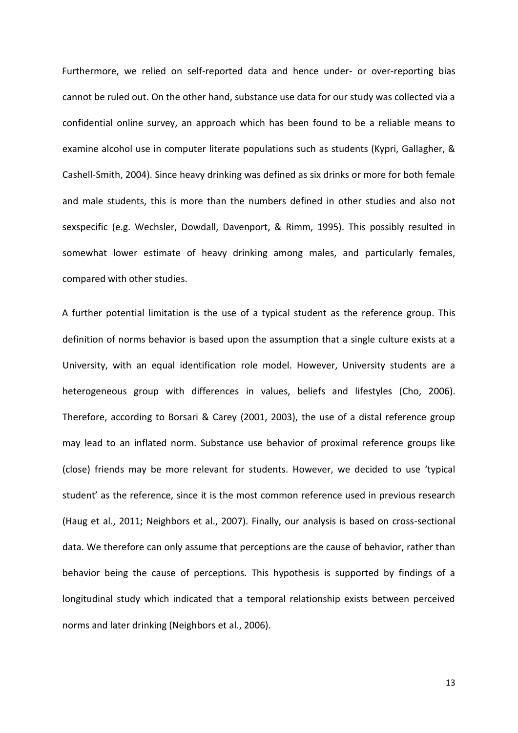Furthermore, we relied on self-reported data and hence under- or over-reporting bias cannot be ruled out. On the other hand, substance use data for our study was collected via a confidential online survey, an approach which has been found to be a reliable means to examine alcohol use in computer literate populations such as students (Kypri, Gallagher, & Cashell-Smith, 2004). Since heavy drinking was defined as six drinks or more for both female and male students, this is more than the numbers defined in other studies and also not sexspecific (e.g. Wechsler, Dowdall, Davenport, & Rimm, 1995). This possibly resulted in somewhat lower estimate of heavy drinking among males, and particularly females, compared with other studies.

A further potential limitation is the use of a typical student as the reference group. This definition of norms behavior is based upon the assumption that a single culture exists at a University, with an equal identification role model. However, University students are a heterogeneous group with differences in values, beliefs and lifestyles (Cho, 2006). Therefore, according to Borsari & Carey (2001, 2003), the use of a distal reference group may lead to an inflated norm. Substance use behavior of proximal reference groups like (close) friends may be more relevant for students. However, we decided to use 'typical student' as the reference, since it is the most common reference used in previous research (Haug et al., 2011; Neighbors et al., 2007). Finally, our analysis is based on cross-sectional data. We therefore can only assume that perceptions are the cause of behavior, rather than behavior being the cause of perceptions. This hypothesis is supported by findings of a longitudinal study which indicated that a temporal relationship exists between perceived norms and later drinking (Neighbors et al., 2006).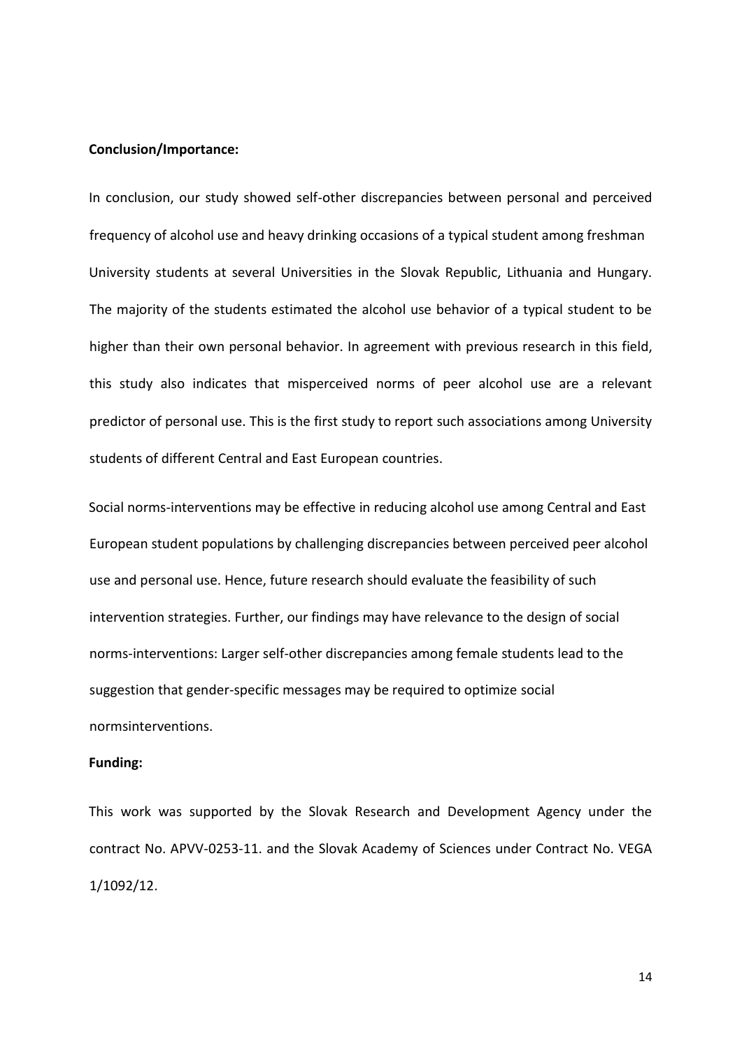**Conclusion/Importance:**

In conclusion, our study showed self-other discrepancies between personal and perceived frequency of alcohol use and heavy drinking occasions of a typical student among freshman University students at several Universities in the Slovak Republic, Lithuania and Hungary. The majority of the students estimated the alcohol use behavior of a typical student to be higher than their own personal behavior. In agreement with previous research in this field, this study also indicates that misperceived norms of peer alcohol use are a relevant predictor of personal use. This is the first study to report such associations among University students of different Central and East European countries.

Social norms-interventions may be effective in reducing alcohol use among Central and East European student populations by challenging discrepancies between perceived peer alcohol use and personal use. Hence, future research should evaluate the feasibility of such intervention strategies. Further, our findings may have relevance to the design of social norms-interventions: Larger self-other discrepancies among female students lead to the suggestion that gender-specific messages may be required to optimize social normsinterventions.

**Funding:**

This work was supported by the Slovak Research and Development Agency under the contract No. APVV-0253-11. and the Slovak Academy of Sciences under Contract No. VEGA 1/1092/12.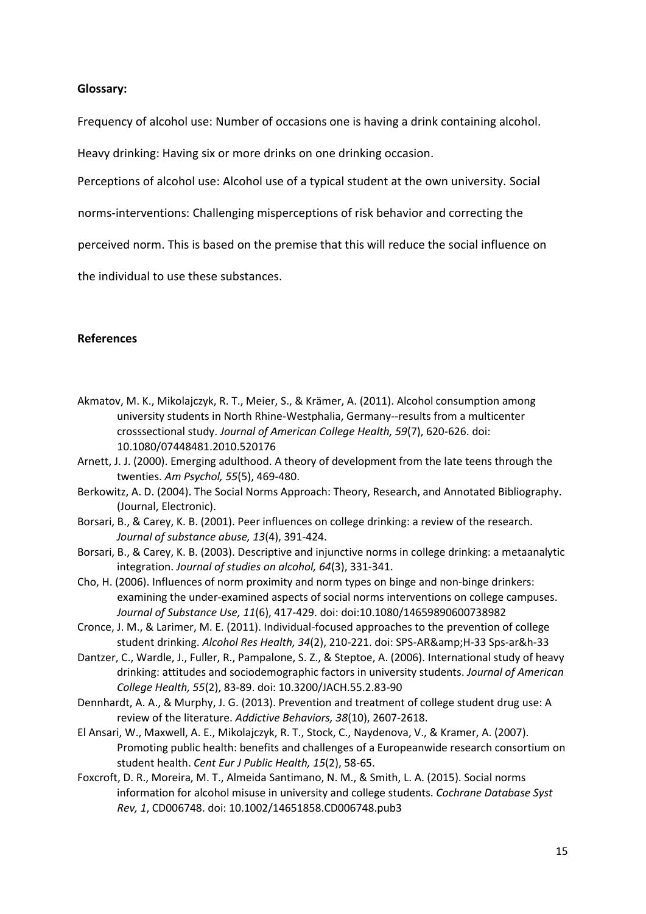**Glossary:**

Frequency of alcohol use: Number of occasions one is having a drink containing alcohol.

Heavy drinking: Having six or more drinks on one drinking occasion.

Perceptions of alcohol use: Alcohol use of a typical student at the own university. Social norms-interventions: Challenging misperceptions of risk behavior and correcting the perceived norm. This is based on the premise that this will reduce the social influence on the individual to use these substances.

**References**

Akmatov, M. K., Mikolajczyk, R. T., Meier, S., & Krämer, A. (2011). Alcohol consumption among university students in North Rhine-Westphalia, Germany--results from a multicenter crosssectional study. *Journal of American College Health, 59*(7), 620-626. doi: 10.1080/07448481.2010.520176

Arnett, J. J. (2000). Emerging adulthood. A theory of development from the late teens through the twenties. *Am Psychol, 55*(5), 469-480.

Berkowitz, A. D. (2004). The Social Norms Approach: Theory, Research, and Annotated Bibliography. (Journal, Electronic).

Borsari, B., & Carey, K. B. (2001). Peer influences on college drinking: a review of the research. *Journal of substance abuse, 13*(4), 391-424.

Borsari, B., & Carey, K. B. (2003). Descriptive and injunctive norms in college drinking: a metaanalytic integration. *Journal of studies on alcohol, 64*(3), 331-341.

Cho, H. (2006). Influences of norm proximity and norm types on binge and non-binge drinkers: examining the under-examined aspects of social norms interventions on college campuses. *Journal of Substance Use, 11*(6), 417-429. doi: doi:10.1080/14659890600738982

Cronce, J. M., & Larimer, M. E. (2011). Individual-focused approaches to the prevention of college student drinking. *Alcohol Res Health, 34*(2), 210-221. doi: SPS-AR&amp;H-33 Sps-ar&h-33

Dantzer, C., Wardle, J., Fuller, R., Pampalone, S. Z., & Steptoe, A. (2006). International study of heavy drinking: attitudes and sociodemographic factors in university students. *Journal of American College Health, 55*(2), 83-89. doi: 10.3200/JACH.55.2.83-90

Dennhardt, A. A., & Murphy, J. G. (2013). Prevention and treatment of college student drug use: A review of the literature. *Addictive Behaviors, 38*(10), 2607-2618.

El Ansari, W., Maxwell, A. E., Mikolajczyk, R. T., Stock, C., Naydenova, V., & Kramer, A. (2007). Promoting public health: benefits and challenges of a Europeanwide research consortium on student health. *Cent Eur J Public Health, 15*(2), 58-65.

Foxcroft, D. R., Moreira, M. T., Almeida Santimano, N. M., & Smith, L. A. (2015). Social norms information for alcohol misuse in university and college students. *Cochrane Database Syst Rev, 1*, CD006748. doi: 10.1002/14651858.CD006748.pub3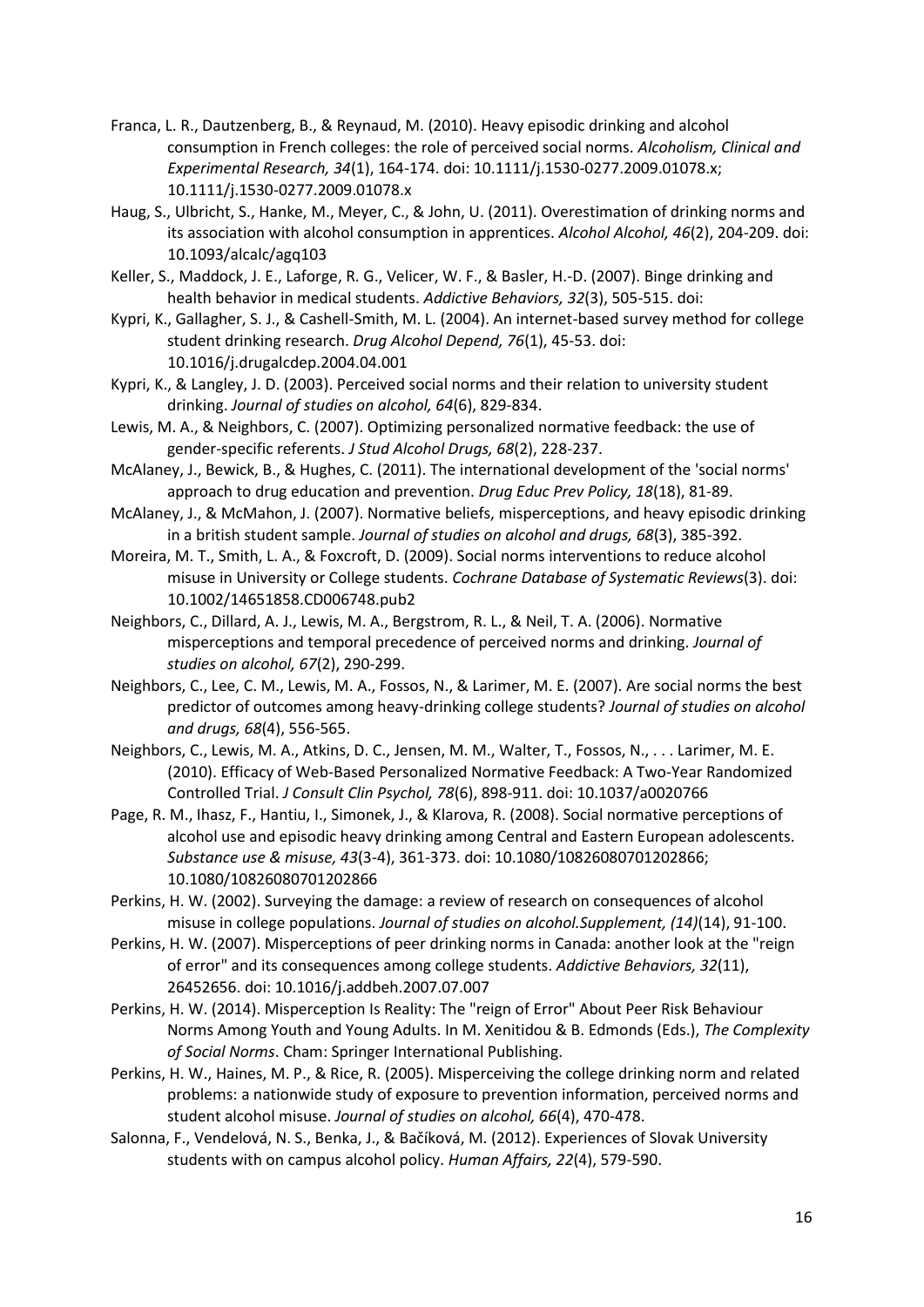Franca, L. R., Dautzenberg, B., & Reynaud, M. (2010). Heavy episodic drinking and alcohol consumption in French colleges: the role of perceived social norms. *Alcoholism, Clinical and Experimental Research, 34*(1), 164-174. doi: 10.1111/j.1530-0277.2009.01078.x; 10.1111/j.1530-0277.2009.01078.x

Haug, S., Ulbricht, S., Hanke, M., Meyer, C., & John, U. (2011). Overestimation of drinking norms and its association with alcohol consumption in apprentices. *Alcohol Alcohol, 46*(2), 204-209. doi: 10.1093/alcalc/agq103

Keller, S., Maddock, J. E., Laforge, R. G., Velicer, W. F., & Basler, H.-D. (2007). Binge drinking and health behavior in medical students. *Addictive Behaviors, 32*(3), 505-515. doi:

Kypri, K., Gallagher, S. J., & Cashell-Smith, M. L. (2004). An internet-based survey method for college student drinking research. *Drug Alcohol Depend, 76*(1), 45-53. doi: 10.1016/j.drugalcdep.2004.04.001

Kypri, K., & Langley, J. D. (2003). Perceived social norms and their relation to university student drinking. *Journal of studies on alcohol, 64*(6), 829-834.

Lewis, M. A., & Neighbors, C. (2007). Optimizing personalized normative feedback: the use of gender-specific referents. *J Stud Alcohol Drugs, 68*(2), 228-237.

McAlaney, J., Bewick, B., & Hughes, C. (2011). The international development of the 'social norms' approach to drug education and prevention. *Drug Educ Prev Policy, 18*(18), 81-89.

McAlaney, J., & McMahon, J. (2007). Normative beliefs, misperceptions, and heavy episodic drinking in a british student sample. *Journal of studies on alcohol and drugs, 68*(3), 385-392.

Moreira, M. T., Smith, L. A., & Foxcroft, D. (2009). Social norms interventions to reduce alcohol misuse in University or College students. *Cochrane Database of Systematic Reviews*(3). doi: 10.1002/14651858.CD006748.pub2

Neighbors, C., Dillard, A. J., Lewis, M. A., Bergstrom, R. L., & Neil, T. A. (2006). Normative misperceptions and temporal precedence of perceived norms and drinking. *Journal of studies on alcohol, 67*(2), 290-299.

Neighbors, C., Lee, C. M., Lewis, M. A., Fossos, N., & Larimer, M. E. (2007). Are social norms the best predictor of outcomes among heavy-drinking college students? *Journal of studies on alcohol and drugs, 68*(4), 556-565.

Neighbors, C., Lewis, M. A., Atkins, D. C., Jensen, M. M., Walter, T., Fossos, N., . . . Larimer, M. E. (2010). Efficacy of Web-Based Personalized Normative Feedback: A Two-Year Randomized Controlled Trial. *J Consult Clin Psychol, 78*(6), 898-911. doi: 10.1037/a0020766

Page, R. M., Ihasz, F., Hantiu, I., Simonek, J., & Klarova, R. (2008). Social normative perceptions of alcohol use and episodic heavy drinking among Central and Eastern European adolescents. *Substance use & misuse, 43*(3-4), 361-373. doi: 10.1080/10826080701202866; 10.1080/10826080701202866

Perkins, H. W. (2002). Surveying the damage: a review of research on consequences of alcohol misuse in college populations. *Journal of studies on alcohol.Supplement, (14)*(14), 91-100.

Perkins, H. W. (2007). Misperceptions of peer drinking norms in Canada: another look at the "reign of error" and its consequences among college students. *Addictive Behaviors, 32*(11), 26452656. doi: 10.1016/j.addbeh.2007.07.007

Perkins, H. W. (2014). Misperception Is Reality: The "reign of Error" About Peer Risk Behaviour Norms Among Youth and Young Adults. In M. Xenitidou & B. Edmonds (Eds.), *The Complexity of Social Norms*. Cham: Springer International Publishing.

Perkins, H. W., Haines, M. P., & Rice, R. (2005). Misperceiving the college drinking norm and related problems: a nationwide study of exposure to prevention information, perceived norms and student alcohol misuse. *Journal of studies on alcohol, 66*(4), 470-478.

Salonna, F., Vendelová, N. S., Benka, J., & Bačíková, M. (2012). Experiences of Slovak University students with on campus alcohol policy. *Human Affairs, 22*(4), 579-590.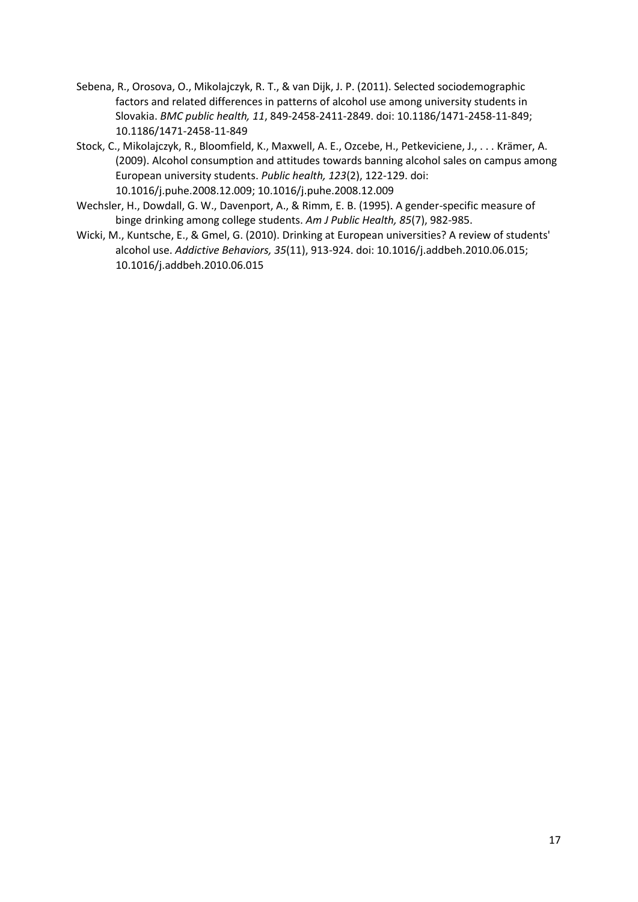Sebena, R., Orosova, O., Mikolajczyk, R. T., & van Dijk, J. P. (2011). Selected sociodemographic factors and related differences in patterns of alcohol use among university students in Slovakia. *BMC public health, 11*, 849-2458-2411-2849. doi: 10.1186/1471-2458-11-849; 10.1186/1471-2458-11-849

Stock, C., Mikolajczyk, R., Bloomfield, K., Maxwell, A. E., Ozcebe, H., Petkeviciene, J., . . . Krämer, A. (2009). Alcohol consumption and attitudes towards banning alcohol sales on campus among European university students. *Public health, 123*(2), 122-129. doi: 10.1016/j.puhe.2008.12.009; 10.1016/j.puhe.2008.12.009

Wechsler, H., Dowdall, G. W., Davenport, A., & Rimm, E. B. (1995). A gender-specific measure of binge drinking among college students. *Am J Public Health, 85*(7), 982-985.

Wicki, M., Kuntsche, E., & Gmel, G. (2010). Drinking at European universities? A review of students' alcohol use. *Addictive Behaviors, 35*(11), 913-924. doi: 10.1016/j.addbeh.2010.06.015; 10.1016/j.addbeh.2010.06.015